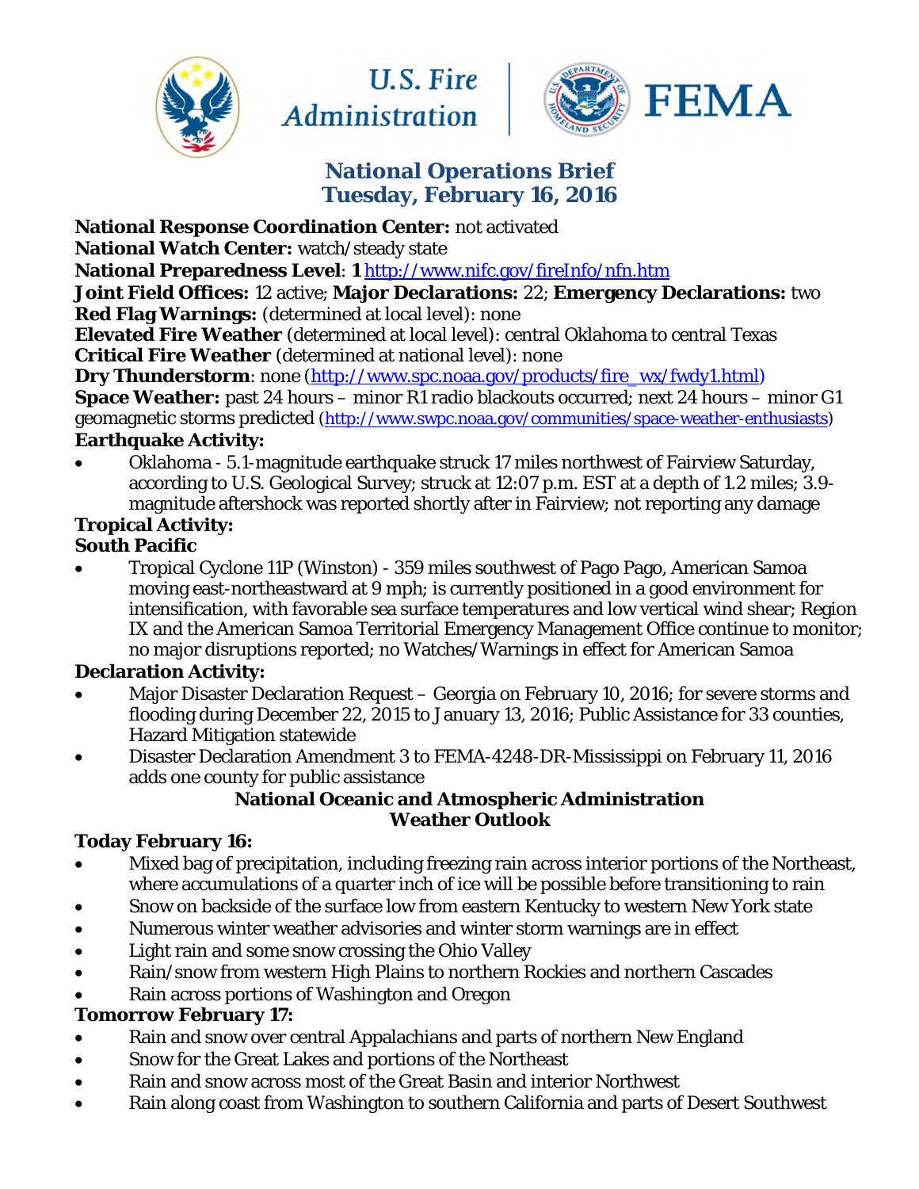# National Operations Brief
## Tuesday, February 16, 2016

**National Response Coordination Center:** not activated
**National Watch Center:** watch/steady state
**National Preparedness Level**: **1** http://www.nifc.gov/fireInfo/nfn.htm
**Joint Field Offices:** 12 active; **Major Declarations:** 22; **Emergency Declarations:** two
**Red Flag Warnings:** (determined at local level): none
**Elevated Fire Weather** (determined at local level): central Oklahoma to central Texas
**Critical Fire Weather** (determined at national level): none
**Dry Thunderstorm**: none (http://www.spc.noaa.gov/products/fire_wx/fwdy1.html)
**Space Weather:** past 24 hours – minor R1 radio blackouts occurred; next 24 hours – minor G1 geomagnetic storms predicted (http://www.swpc.noaa.gov/communities/space-weather-enthusiasts)

**Earthquake Activity:**

- Oklahoma - 5.1-magnitude earthquake struck 17 miles northwest of Fairview Saturday, according to U.S. Geological Survey; struck at 12:07 p.m. EST at a depth of 1.2 miles; 3.9-magnitude aftershock was reported shortly after in Fairview; not reporting any damage

**Tropical Activity:**

**South Pacific**

- Tropical Cyclone 11P (Winston) - 359 miles southwest of Pago Pago, American Samoa moving east-northeastward at 9 mph; is currently positioned in a good environment for intensification, with favorable sea surface temperatures and low vertical wind shear; Region IX and the American Samoa Territorial Emergency Management Office continue to monitor; no major disruptions reported; no Watches/Warnings in effect for American Samoa

**Declaration Activity:**

- Major Disaster Declaration Request – Georgia on February 10, 2016; for severe storms and flooding during December 22, 2015 to January 13, 2016; Public Assistance for 33 counties, Hazard Mitigation statewide
- Disaster Declaration Amendment 3 to FEMA-4248-DR-Mississippi on February 11, 2016 adds one county for public assistance

### National Oceanic and Atmospheric Administration Weather Outlook

**Today February 16:**

- Mixed bag of precipitation, including freezing rain across interior portions of the Northeast, where accumulations of a quarter inch of ice will be possible before transitioning to rain
- Snow on backside of the surface low from eastern Kentucky to western New York state
- Numerous winter weather advisories and winter storm warnings are in effect
- Light rain and some snow crossing the Ohio Valley
- Rain/snow from western High Plains to northern Rockies and northern Cascades
- Rain across portions of Washington and Oregon

**Tomorrow February 17:**

- Rain and snow over central Appalachians and parts of northern New England
- Snow for the Great Lakes and portions of the Northeast
- Rain and snow across most of the Great Basin and interior Northwest
- Rain along coast from Washington to southern California and parts of Desert Southwest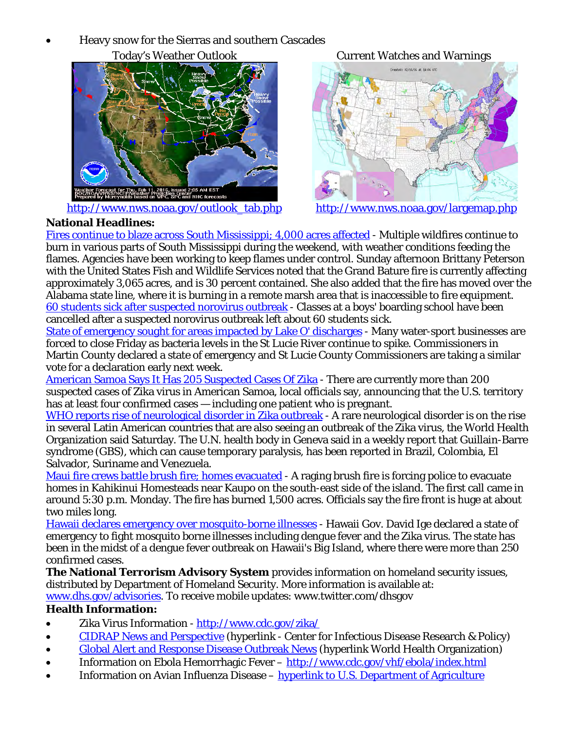- Heavy snow for the Sierras and southern Cascades

Today's Weather Outlook

http://www.nws.noaa.gov/outlook_tab.php

Current Watches and Warnings

http://www.nws.noaa.gov/largemap.php

**National Headlines:**

Fires continue to blaze across South Mississippi; 4,000 acres affected - Multiple wildfires continue to burn in various parts of South Mississippi during the weekend, with weather conditions feeding the flames. Agencies have been working to keep flames under control. Sunday afternoon Brittany Peterson with the United States Fish and Wildlife Services noted that the Grand Bature fire is currently affecting approximately 3,065 acres, and is 30 percent contained. She also added that the fire has moved over the Alabama state line, where it is burning in a remote marsh area that is inaccessible to fire equipment.

60 students sick after suspected norovirus outbreak - Classes at a boys' boarding school have been cancelled after a suspected norovirus outbreak left about 60 students sick.

State of emergency sought for areas impacted by Lake O' discharges - Many water-sport businesses are forced to close Friday as bacteria levels in the St Lucie River continue to spike. Commissioners in Martin County declared a state of emergency and St Lucie County Commissioners are taking a similar vote for a declaration early next week.

American Samoa Says It Has 205 Suspected Cases Of Zika - There are currently more than 200 suspected cases of Zika virus in American Samoa, local officials say, announcing that the U.S. territory has at least four confirmed cases — including one patient who is pregnant.

WHO reports rise of neurological disorder in Zika outbreak - A rare neurological disorder is on the rise in several Latin American countries that are also seeing an outbreak of the Zika virus, the World Health Organization said Saturday. The U.N. health body in Geneva said in a weekly report that Guillain-Barre syndrome (GBS), which can cause temporary paralysis, has been reported in Brazil, Colombia, El Salvador, Suriname and Venezuela.

Maui fire crews battle brush fire; homes evacuated - A raging brush fire is forcing police to evacuate homes in Kahikinui Homesteads near Kaupo on the south-east side of the island. The first call came in around 5:30 p.m. Monday. The fire has burned 1,500 acres. Officials say the fire front is huge at about two miles long.

Hawaii declares emergency over mosquito-borne illnesses - Hawaii Gov. David Ige declared a state of emergency to fight mosquito borne illnesses including dengue fever and the Zika virus. The state has been in the midst of a dengue fever outbreak on Hawaii's Big Island, where there were more than 250 confirmed cases.

**The National Terrorism Advisory System** provides information on homeland security issues, distributed by Department of Homeland Security. More information is available at: www.dhs.gov/advisories. To receive mobile updates: www.twitter.com/dhsgov

**Health Information:**

- Zika Virus Information - http://www.cdc.gov/zika/
- CIDRAP News and Perspective (hyperlink - Center for Infectious Disease Research & Policy)
- Global Alert and Response Disease Outbreak News (hyperlink World Health Organization)
- Information on Ebola Hemorrhagic Fever – http://www.cdc.gov/vhf/ebola/index.html
- Information on Avian Influenza Disease – hyperlink to U.S. Department of Agriculture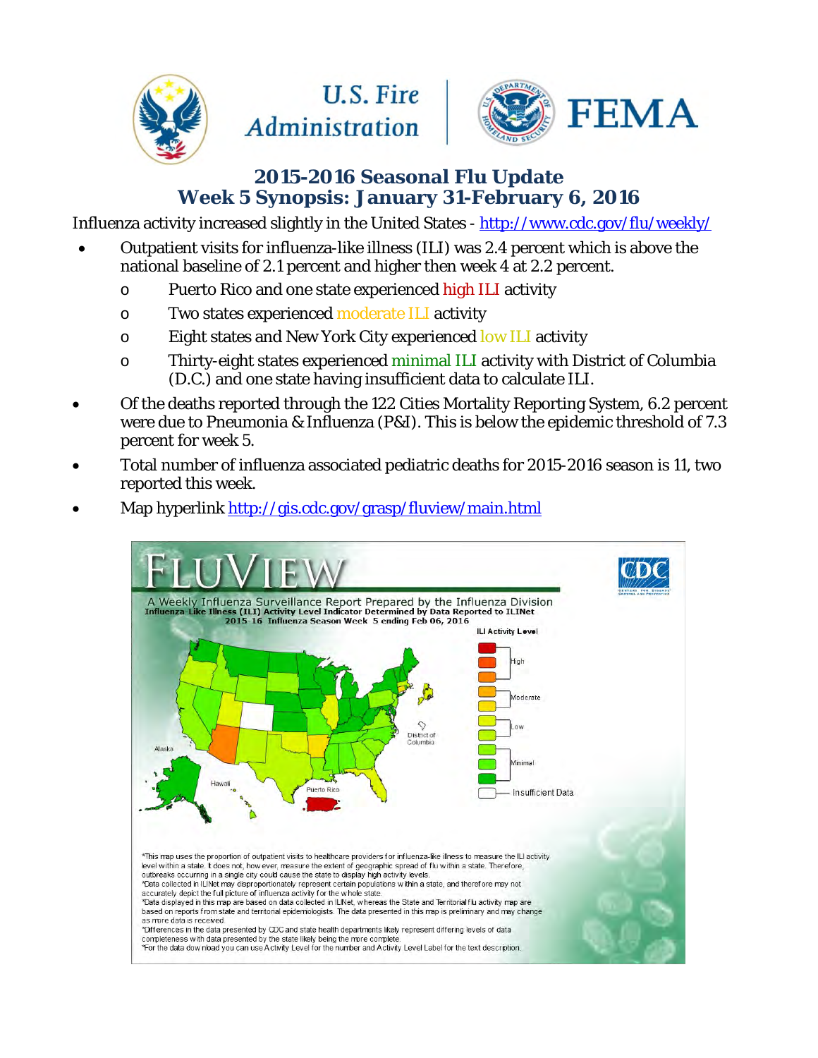## 2015-2016 Seasonal Flu Update
## Week 5 Synopsis: January 31-February 6, 2016

Influenza activity increased slightly in the United States - http://www.cdc.gov/flu/weekly/

- Outpatient visits for influenza-like illness (ILI) was 2.4 percent which is above the national baseline of 2.1 percent and higher then week 4 at 2.2 percent.
  - Puerto Rico and one state experienced high ILI activity
  - Two states experienced moderate ILI activity
  - Eight states and New York City experienced low ILI activity
  - Thirty-eight states experienced minimal ILI activity with District of Columbia (D.C.) and one state having insufficient data to calculate ILI.
- Of the deaths reported through the 122 Cities Mortality Reporting System, 6.2 percent were due to Pneumonia & Influenza (P&I). This is below the epidemic threshold of 7.3 percent for week 5.
- Total number of influenza associated pediatric deaths for 2015-2016 season is 11, two reported this week.
- Map hyperlink http://gis.cdc.gov/grasp/fluview/main.html

FLUVIEW

A Weekly Influenza Surveillance Report Prepared by the Influenza Division
Influenza-Like Illness (ILI) Activity Level Indicator Determined by Data Reported to ILINet
2015-16 Influenza Season Week 5 ending Feb 06, 2016

ILI Activity Level: High, Moderate, Low, Minimal, Insufficient Data

*This map uses the proportion of outpatient visits to healthcare providers for influenza-like illness to measure the ILI activity level within a state. It does not, however, measure the extent of geographic spread of flu within a state. Therefore, outbreaks occurring in a single city could cause the state to display high activity levels.
*Data collected in ILINet may disproportionately represent certain populations within a state, and therefore may not accurately depict the full picture of influenza activity for the whole state.
*Data displayed in this map are based on data collected in ILINet, whereas the State and Territorial flu activity map are based on reports from state and territorial epidemiologists. The data presented in this map is preliminary and may change as more data is received.
*Differences in the data presented by CDC and state health departments likely represent differing levels of data completeness with data presented by the state likely being the more complete.
*For the data download you can use Activity Level for the number and Activity Level Label for the text description.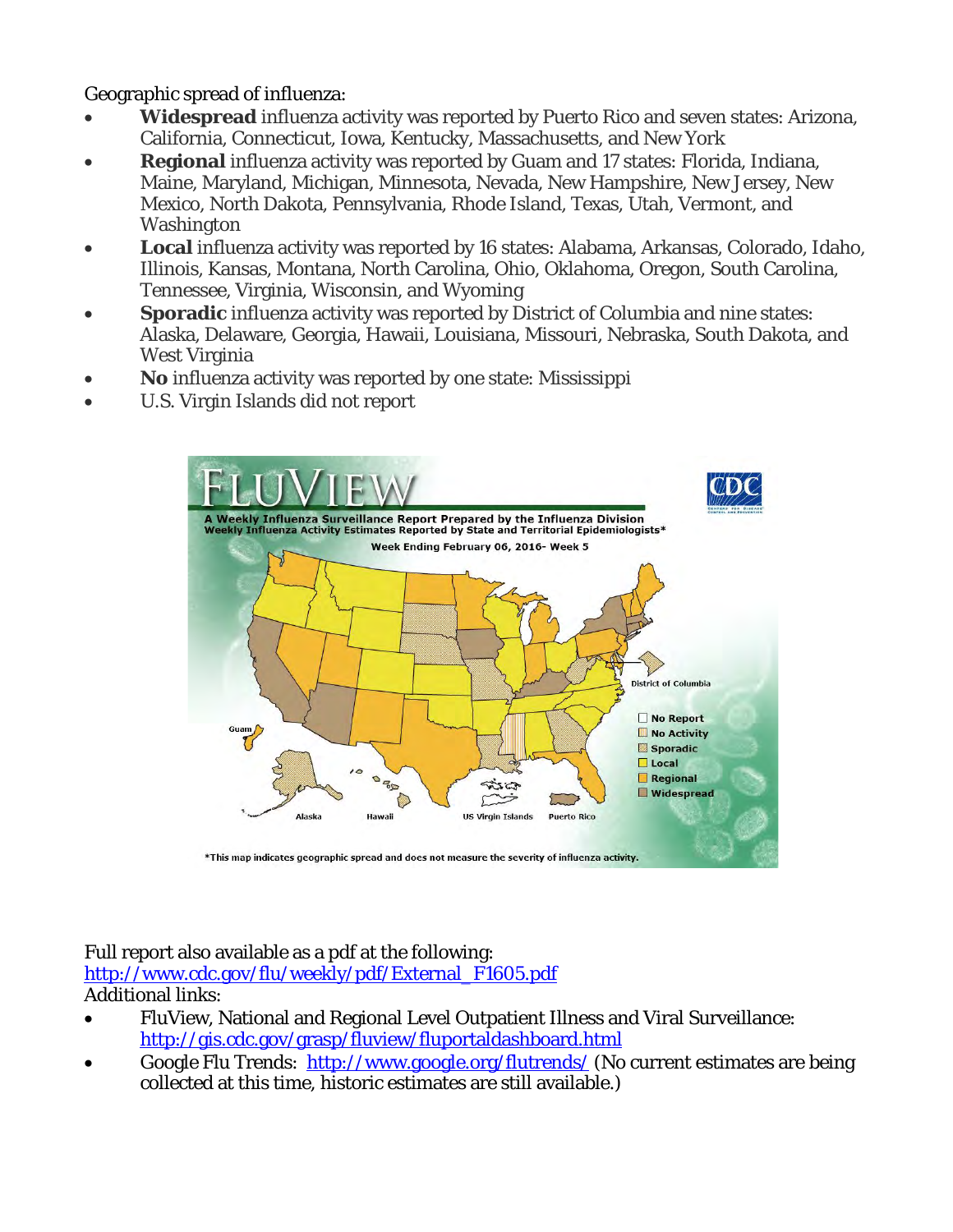Geographic spread of influenza:

- **Widespread** influenza activity was reported by Puerto Rico and seven states: Arizona, California, Connecticut, Iowa, Kentucky, Massachusetts, and New York
- **Regional** influenza activity was reported by Guam and 17 states: Florida, Indiana, Maine, Maryland, Michigan, Minnesota, Nevada, New Hampshire, New Jersey, New Mexico, North Dakota, Pennsylvania, Rhode Island, Texas, Utah, Vermont, and Washington
- **Local** influenza activity was reported by 16 states: Alabama, Arkansas, Colorado, Idaho, Illinois, Kansas, Montana, North Carolina, Ohio, Oklahoma, Oregon, South Carolina, Tennessee, Virginia, Wisconsin, and Wyoming
- **Sporadic** influenza activity was reported by District of Columbia and nine states: Alaska, Delaware, Georgia, Hawaii, Louisiana, Missouri, Nebraska, South Dakota, and West Virginia
- **No** influenza activity was reported by one state: Mississippi
- U.S. Virgin Islands did not report

FLUVIEW

A Weekly Influenza Surveillance Report Prepared by the Influenza Division
Weekly Influenza Activity Estimates Reported by State and Territorial Epidemiologists*

Week Ending February 06, 2016- Week 5

District of Columbia

No Report
No Activity
Sporadic
Local
Regional
Widespread

Guam
Alaska
Hawaii
US Virgin Islands
Puerto Rico

*This map indicates geographic spread and does not measure the severity of influenza activity.

Full report also available as a pdf at the following:
http://www.cdc.gov/flu/weekly/pdf/External_F1605.pdf

Additional links:

- FluView, National and Regional Level Outpatient Illness and Viral Surveillance: http://gis.cdc.gov/grasp/fluview/fluportaldashboard.html
- Google Flu Trends: http://www.google.org/flutrends/ (No current estimates are being collected at this time, historic estimates are still available.)